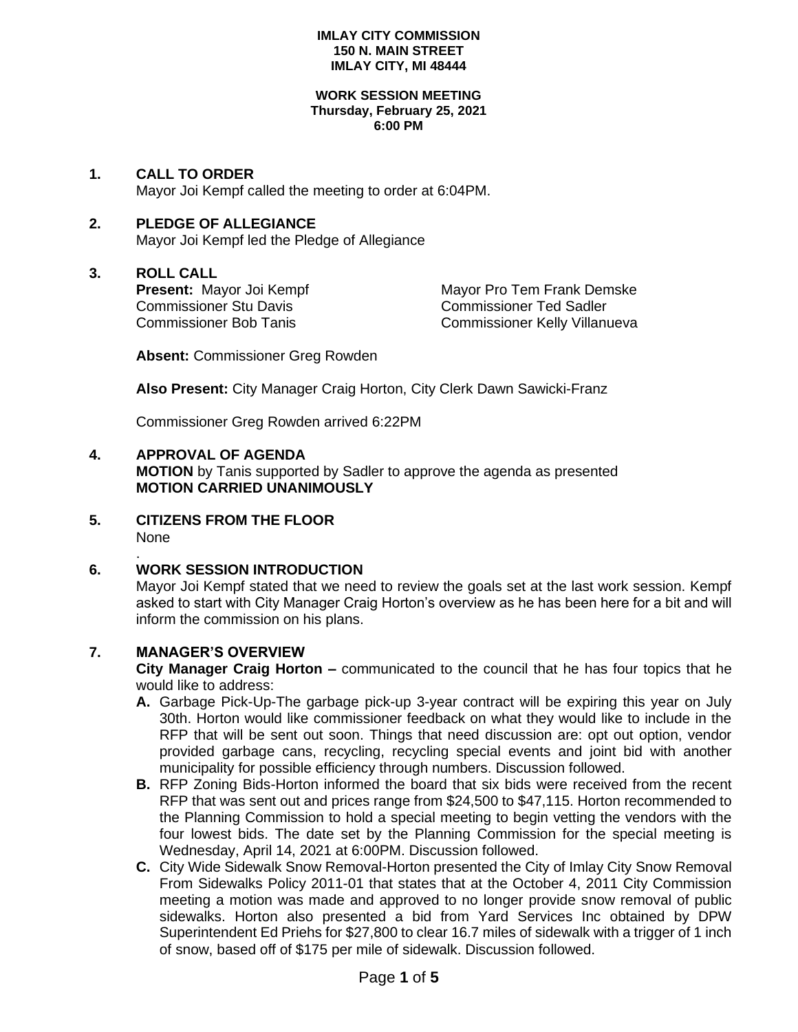**IMLAY CITY COMMISSION**
**150 N. MAIN STREET**
**IMLAY CITY, MI 48444**

**WORK SESSION MEETING**
**Thursday, February 25, 2021**
**6:00 PM**

## 1. CALL TO ORDER

Mayor Joi Kempf called the meeting to order at 6:04PM.

## 2. PLEDGE OF ALLEGIANCE

Mayor Joi Kempf led the Pledge of Allegiance

## 3. ROLL CALL

**Present:** Mayor Joi Kempf
Mayor Pro Tem Frank Demske
Commissioner Stu Davis
Commissioner Ted Sadler
Commissioner Bob Tanis
Commissioner Kelly Villanueva

**Absent:** Commissioner Greg Rowden

**Also Present:** City Manager Craig Horton, City Clerk Dawn Sawicki-Franz

Commissioner Greg Rowden arrived 6:22PM

## 4. APPROVAL OF AGENDA

**MOTION** by Tanis supported by Sadler to approve the agenda as presented
**MOTION CARRIED UNANIMOUSLY**

## 5. CITIZENS FROM THE FLOOR

None

.

## 6. WORK SESSION INTRODUCTION

Mayor Joi Kempf stated that we need to review the goals set at the last work session. Kempf asked to start with City Manager Craig Horton's overview as he has been here for a bit and will inform the commission on his plans.

## 7. MANAGER'S OVERVIEW

**City Manager Craig Horton –** communicated to the council that he has four topics that he would like to address:

- **A.** Garbage Pick-Up-The garbage pick-up 3-year contract will be expiring this year on July 30th. Horton would like commissioner feedback on what they would like to include in the RFP that will be sent out soon. Things that need discussion are: opt out option, vendor provided garbage cans, recycling, recycling special events and joint bid with another municipality for possible efficiency through numbers. Discussion followed.
- **B.** RFP Zoning Bids-Horton informed the board that six bids were received from the recent RFP that was sent out and prices range from $24,500 to $47,115. Horton recommended to the Planning Commission to hold a special meeting to begin vetting the vendors with the four lowest bids. The date set by the Planning Commission for the special meeting is Wednesday, April 14, 2021 at 6:00PM. Discussion followed.
- **C.** City Wide Sidewalk Snow Removal-Horton presented the City of Imlay City Snow Removal From Sidewalks Policy 2011-01 that states that at the October 4, 2011 City Commission meeting a motion was made and approved to no longer provide snow removal of public sidewalks. Horton also presented a bid from Yard Services Inc obtained by DPW Superintendent Ed Priehs for $27,800 to clear 16.7 miles of sidewalk with a trigger of 1 inch of snow, based off of $175 per mile of sidewalk. Discussion followed.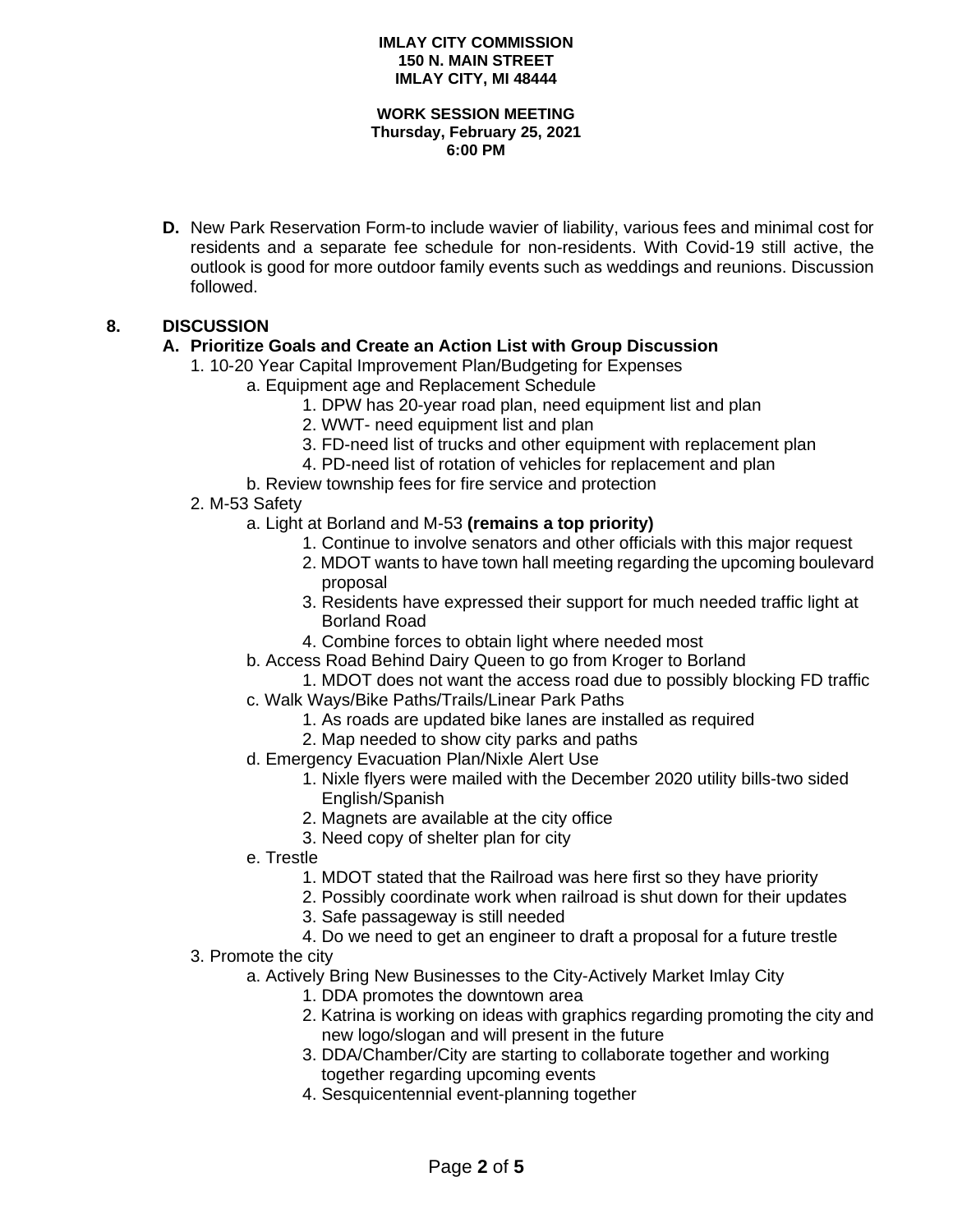**IMLAY CITY COMMISSION**
**150 N. MAIN STREET**
**IMLAY CITY, MI 48444**

**WORK SESSION MEETING**
**Thursday, February 25, 2021**
**6:00 PM**

**D.** New Park Reservation Form-to include wavier of liability, various fees and minimal cost for residents and a separate fee schedule for non-residents. With Covid-19 still active, the outlook is good for more outdoor family events such as weddings and reunions. Discussion followed.

## 8. DISCUSSION

### A. Prioritize Goals and Create an Action List with Group Discussion

1. 10-20 Year Capital Improvement Plan/Budgeting for Expenses
    - a. Equipment age and Replacement Schedule
        1. DPW has 20-year road plan, need equipment list and plan
        2. WWT- need equipment list and plan
        3. FD-need list of trucks and other equipment with replacement plan
        4. PD-need list of rotation of vehicles for replacement and plan
    - b. Review township fees for fire service and protection
2. M-53 Safety
    - a. Light at Borland and M-53 **(remains a top priority)**
        1. Continue to involve senators and other officials with this major request
        2. MDOT wants to have town hall meeting regarding the upcoming boulevard proposal
        3. Residents have expressed their support for much needed traffic light at Borland Road
        4. Combine forces to obtain light where needed most
    - b. Access Road Behind Dairy Queen to go from Kroger to Borland
        1. MDOT does not want the access road due to possibly blocking FD traffic
    - c. Walk Ways/Bike Paths/Trails/Linear Park Paths
        1. As roads are updated bike lanes are installed as required
        2. Map needed to show city parks and paths
    - d. Emergency Evacuation Plan/Nixle Alert Use
        1. Nixle flyers were mailed with the December 2020 utility bills-two sided English/Spanish
        2. Magnets are available at the city office
        3. Need copy of shelter plan for city
    - e. Trestle
        1. MDOT stated that the Railroad was here first so they have priority
        2. Possibly coordinate work when railroad is shut down for their updates
        3. Safe passageway is still needed
        4. Do we need to get an engineer to draft a proposal for a future trestle
3. Promote the city
    - a. Actively Bring New Businesses to the City-Actively Market Imlay City
        1. DDA promotes the downtown area
        2. Katrina is working on ideas with graphics regarding promoting the city and new logo/slogan and will present in the future
        3. DDA/Chamber/City are starting to collaborate together and working together regarding upcoming events
        4. Sesquicentennial event-planning together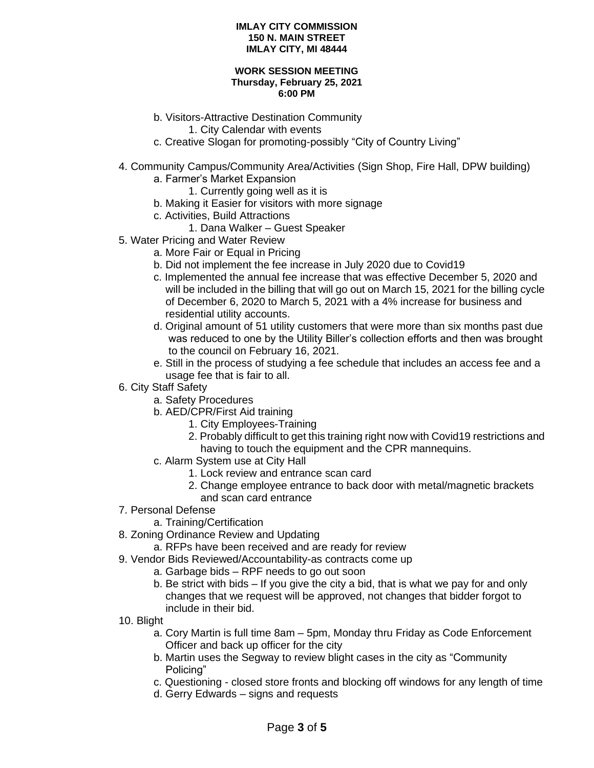**IMLAY CITY COMMISSION**
**150 N. MAIN STREET**
**IMLAY CITY, MI 48444**

**WORK SESSION MEETING**
**Thursday, February 25, 2021**
**6:00 PM**

- b. Visitors-Attractive Destination Community
  - 1. City Calendar with events
- c. Creative Slogan for promoting-possibly "City of Country Living"

4. Community Campus/Community Area/Activities (Sign Shop, Fire Hall, DPW building)
   - a. Farmer's Market Expansion
     - 1. Currently going well as it is
   - b. Making it Easier for visitors with more signage
   - c. Activities, Build Attractions
     - 1. Dana Walker – Guest Speaker
5. Water Pricing and Water Review
   - a. More Fair or Equal in Pricing
   - b. Did not implement the fee increase in July 2020 due to Covid19
   - c. Implemented the annual fee increase that was effective December 5, 2020 and will be included in the billing that will go out on March 15, 2021 for the billing cycle of December 6, 2020 to March 5, 2021 with a 4% increase for business and residential utility accounts.
   - d. Original amount of 51 utility customers that were more than six months past due was reduced to one by the Utility Biller's collection efforts and then was brought to the council on February 16, 2021.
   - e. Still in the process of studying a fee schedule that includes an access fee and a usage fee that is fair to all.
6. City Staff Safety
   - a. Safety Procedures
   - b. AED/CPR/First Aid training
     - 1. City Employees-Training
     - 2. Probably difficult to get this training right now with Covid19 restrictions and having to touch the equipment and the CPR mannequins.
   - c. Alarm System use at City Hall
     - 1. Lock review and entrance scan card
     - 2. Change employee entrance to back door with metal/magnetic brackets and scan card entrance
7. Personal Defense
   - a. Training/Certification
8. Zoning Ordinance Review and Updating
   - a. RFPs have been received and are ready for review
9. Vendor Bids Reviewed/Accountability-as contracts come up
   - a. Garbage bids – RPF needs to go out soon
   - b. Be strict with bids – If you give the city a bid, that is what we pay for and only changes that we request will be approved, not changes that bidder forgot to include in their bid.
10. Blight
    - a. Cory Martin is full time 8am – 5pm, Monday thru Friday as Code Enforcement Officer and back up officer for the city
    - b. Martin uses the Segway to review blight cases in the city as "Community Policing"
    - c. Questioning - closed store fronts and blocking off windows for any length of time
    - d. Gerry Edwards – signs and requests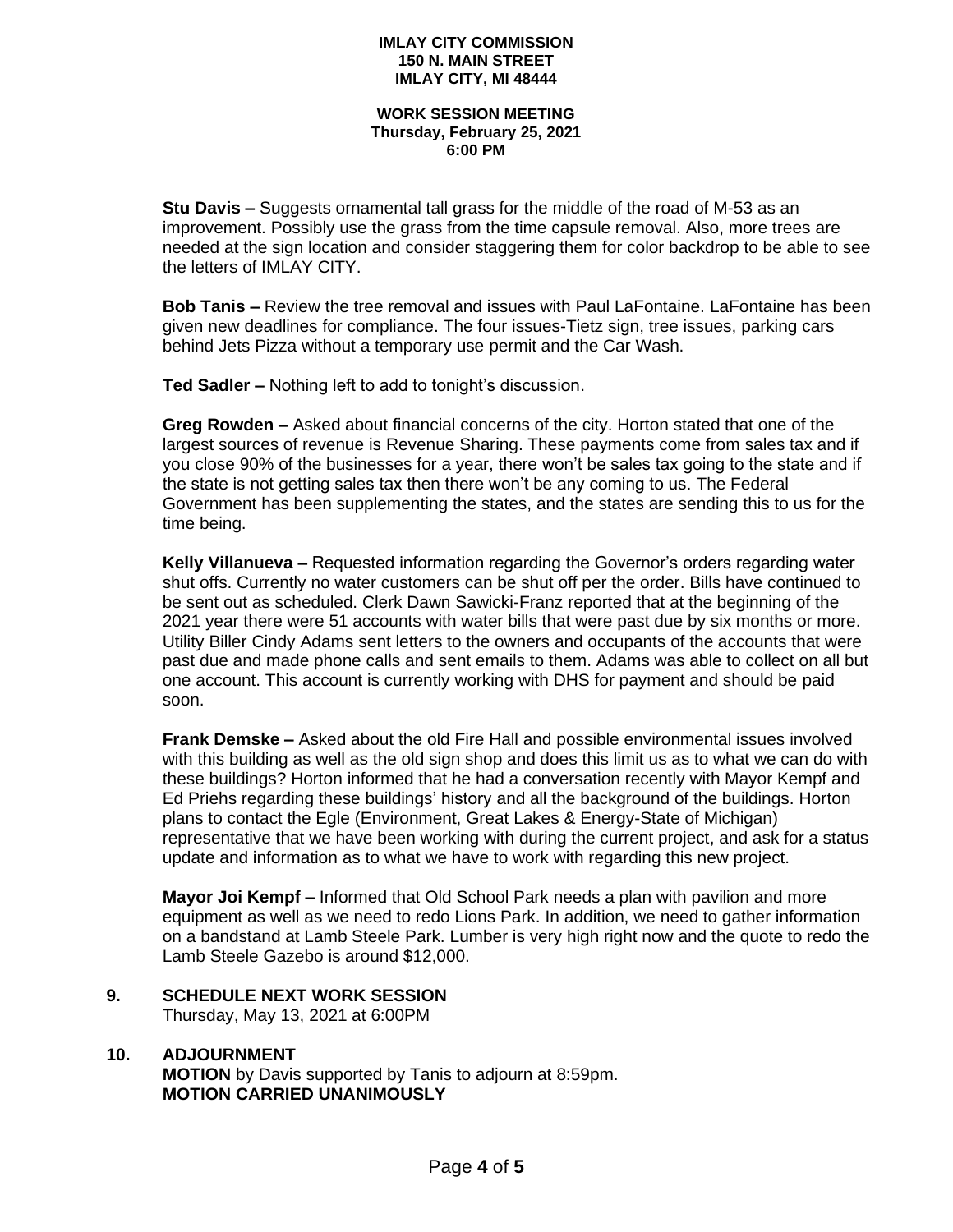**Stu Davis –** Suggests ornamental tall grass for the middle of the road of M-53 as an improvement. Possibly use the grass from the time capsule removal. Also, more trees are needed at the sign location and consider staggering them for color backdrop to be able to see the letters of IMLAY CITY.

**Bob Tanis –** Review the tree removal and issues with Paul LaFontaine. LaFontaine has been given new deadlines for compliance. The four issues-Tietz sign, tree issues, parking cars behind Jets Pizza without a temporary use permit and the Car Wash.

**Ted Sadler –** Nothing left to add to tonight's discussion.

**Greg Rowden –** Asked about financial concerns of the city. Horton stated that one of the largest sources of revenue is Revenue Sharing. These payments come from sales tax and if you close 90% of the businesses for a year, there won't be sales tax going to the state and if the state is not getting sales tax then there won't be any coming to us. The Federal Government has been supplementing the states, and the states are sending this to us for the time being.

**Kelly Villanueva –** Requested information regarding the Governor's orders regarding water shut offs. Currently no water customers can be shut off per the order. Bills have continued to be sent out as scheduled. Clerk Dawn Sawicki-Franz reported that at the beginning of the 2021 year there were 51 accounts with water bills that were past due by six months or more. Utility Biller Cindy Adams sent letters to the owners and occupants of the accounts that were past due and made phone calls and sent emails to them. Adams was able to collect on all but one account. This account is currently working with DHS for payment and should be paid soon.

**Frank Demske –** Asked about the old Fire Hall and possible environmental issues involved with this building as well as the old sign shop and does this limit us as to what we can do with these buildings? Horton informed that he had a conversation recently with Mayor Kempf and Ed Priehs regarding these buildings' history and all the background of the buildings. Horton plans to contact the Egle (Environment, Great Lakes & Energy-State of Michigan) representative that we have been working with during the current project, and ask for a status update and information as to what we have to work with regarding this new project.

**Mayor Joi Kempf –** Informed that Old School Park needs a plan with pavilion and more equipment as well as we need to redo Lions Park. In addition, we need to gather information on a bandstand at Lamb Steele Park. Lumber is very high right now and the quote to redo the Lamb Steele Gazebo is around $12,000.

**9. SCHEDULE NEXT WORK SESSION**

Thursday, May 13, 2021 at 6:00PM

**10. ADJOURNMENT**

**MOTION** by Davis supported by Tanis to adjourn at 8:59pm.
**MOTION CARRIED UNANIMOUSLY**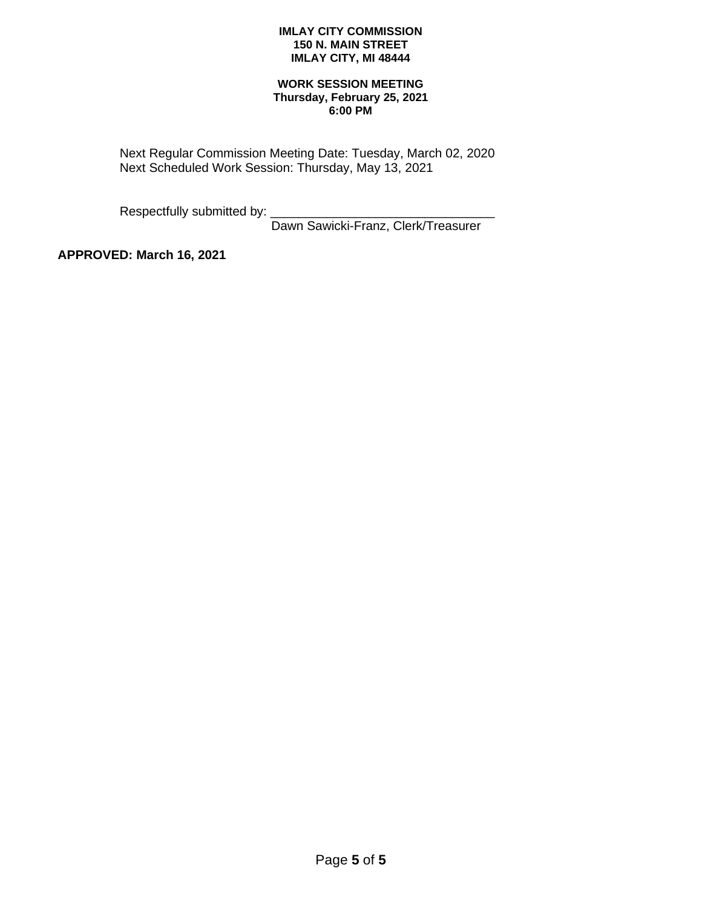**IMLAY CITY COMMISSION**
**150 N. MAIN STREET**
**IMLAY CITY, MI 48444**

**WORK SESSION MEETING**
**Thursday, February 25, 2021**
**6:00 PM**

Next Regular Commission Meeting Date: Tuesday, March 02, 2020
Next Scheduled Work Session: Thursday, May 13, 2021

Respectfully submitted by: ________________________________
Dawn Sawicki-Franz, Clerk/Treasurer

**APPROVED: March 16, 2021**